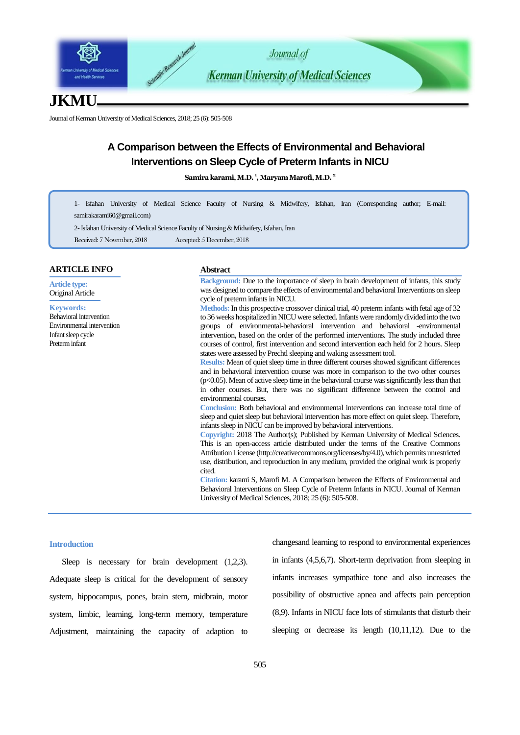# A Comparison between the Effects of Environmental and Behavioral Interventions on Sleep Cycle of Preterm Infants in NICU

**Samira karami, M.D.** [1]**, Maryam Marofi, M.D.** [2]

1- Isfahan University of Medical Science Faculty of Nursing & Midwifery, Isfahan, Iran (Corresponding author; E-mail: samirakarami60@gmail.com)

2- Isfahan University of Medical Science Faculty of Nursing & Midwifery, Isfahan, Iran

Received: 7 November, 2018 Accepted: 5 December, 2018

## ARTICLE INFO

**Article type:**
Original Article

**Keywords:**
Behavioral intervention
Environmental intervention
Infant sleep cycle
Preterm infant

## Abstract

**Background:** Due to the importance of sleep in brain development of infants, this study was designed to compare the effects of environmental and behavioral Interventions on sleep cycle of preterm infants in NICU.

**Methods:** In this prospective crossover clinical trial, 40 preterm infants with fetal age of 32 to 36 weeks hospitalized in NICU were selected. Infants were randomly divided into the two groups of environmental-behavioral intervention and behavioral -environmental intervention, based on the order of the performed interventions. The study included three courses of control, first intervention and second intervention each held for 2 hours. Sleep states were assessed by Prechtl sleeping and waking assessment tool.

**Results:** Mean of quiet sleep time in three different courses showed significant differences and in behavioral intervention course was more in comparison to the two other courses ($p<0.05$). Mean of active sleep time in the behavioral course was significantly less than that in other courses. But, there was no significant difference between the control and environmental courses.

**Conclusion:** Both behavioral and environmental interventions can increase total time of sleep and quiet sleep but behavioral intervention has more effect on quiet sleep. Therefore, infants sleep in NICU can be improved by behavioral interventions.

**Copyright:** 2018 The Author(s); Published by Kerman University of Medical Sciences. This is an open-access article distributed under the terms of the Creative Commons Attribution License (http://creativecommons.org/licenses/by/4.0), which permits unrestricted use, distribution, and reproduction in any medium, provided the original work is properly cited.

**Citation:** karami S, Marofi M. A Comparison between the Effects of Environmental and Behavioral Interventions on Sleep Cycle of Preterm Infants in NICU. Journal of Kerman University of Medical Sciences, 2018; 25 (6): 505-508.

## Introduction

Sleep is necessary for brain development (1,2,3). Adequate sleep is critical for the development of sensory system, hippocampus, pones, brain stem, midbrain, motor system, limbic, learning, long-term memory, temperature Adjustment, maintaining the capacity of adaption to changesand learning to respond to environmental experiences in infants (4,5,6,7). Short-term deprivation from sleeping in infants increases sympathice tone and also increases the possibility of obstructive apnea and affects pain perception (8,9). Infants in NICU face lots of stimulants that disturb their sleeping or decrease its length (10,11,12). Due to the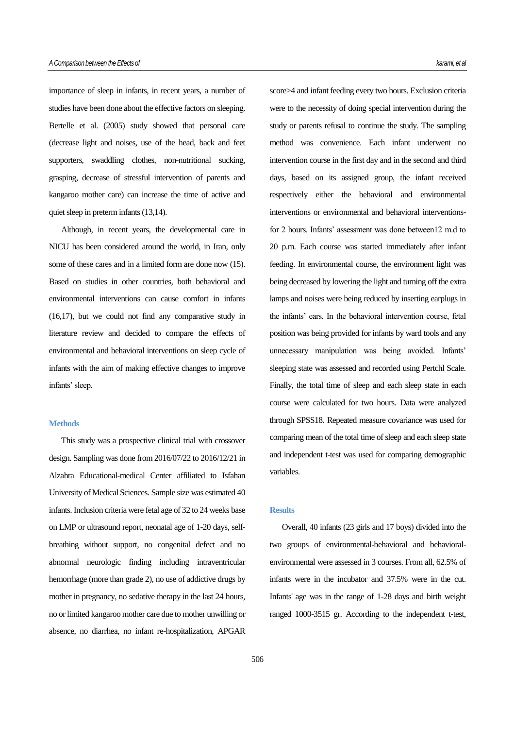importance of sleep in infants, in recent years, a number of studies have been done about the effective factors on sleeping. Bertelle et al. (2005) study showed that personal care (decrease light and noises, use of the head, back and feet supporters, swaddling clothes, non-nutritional sucking, grasping, decrease of stressful intervention of parents and kangaroo mother care) can increase the time of active and quiet sleep in preterm infants (13,14).

Although, in recent years, the developmental care in NICU has been considered around the world, in Iran, only some of these cares and in a limited form are done now (15). Based on studies in other countries, both behavioral and environmental interventions can cause comfort in infants (16,17), but we could not find any comparative study in literature review and decided to compare the effects of environmental and behavioral interventions on sleep cycle of infants with the aim of making effective changes to improve infants' sleep.

## Methods

This study was a prospective clinical trial with crossover design. Sampling was done from 2016/07/22 to 2016/12/21 in Alzahra Educational-medical Center affiliated to Isfahan University of Medical Sciences. Sample size was estimated 40 infants. Inclusion criteria were fetal age of 32 to 24 weeks base on LMP or ultrasound report, neonatal age of 1-20 days, self-breathing without support, no congenital defect and no abnormal neurologic finding including intraventricular hemorrhage (more than grade 2), no use of addictive drugs by mother in pregnancy, no sedative therapy in the last 24 hours, no or limited kangaroo mother care due to mother unwilling or absence, no diarrhea, no infant re-hospitalization, APGAR score>4 and infant feeding every two hours. Exclusion criteria were to the necessity of doing special intervention during the study or parents refusal to continue the study. The sampling method was convenience. Each infant underwent no intervention course in the first day and in the second and third days, based on its assigned group, the infant received respectively either the behavioral and environmental interventions or environmental and behavioral interventions-for 2 hours. Infants' assessment was done between12 m.d to 20 p.m. Each course was started immediately after infant feeding. In environmental course, the environment light was being decreased by lowering the light and turning off the extra lamps and noises were being reduced by inserting earplugs in the infants' ears. In the behavioral intervention course, fetal position was being provided for infants by ward tools and any unnecessary manipulation was being avoided. Infants' sleeping state was assessed and recorded using Pertchl Scale. Finally, the total time of sleep and each sleep state in each course were calculated for two hours. Data were analyzed through SPSS18. Repeated measure covariance was used for comparing mean of the total time of sleep and each sleep state and independent t-test was used for comparing demographic variables.

## Results

Overall, 40 infants (23 girls and 17 boys) divided into the two groups of environmental-behavioral and behavioral-environmental were assessed in 3 courses. From all, 62.5% of infants were in the incubator and 37.5% were in the cut. Infants' age was in the range of 1-28 days and birth weight ranged 1000-3515 gr. According to the independent t-test,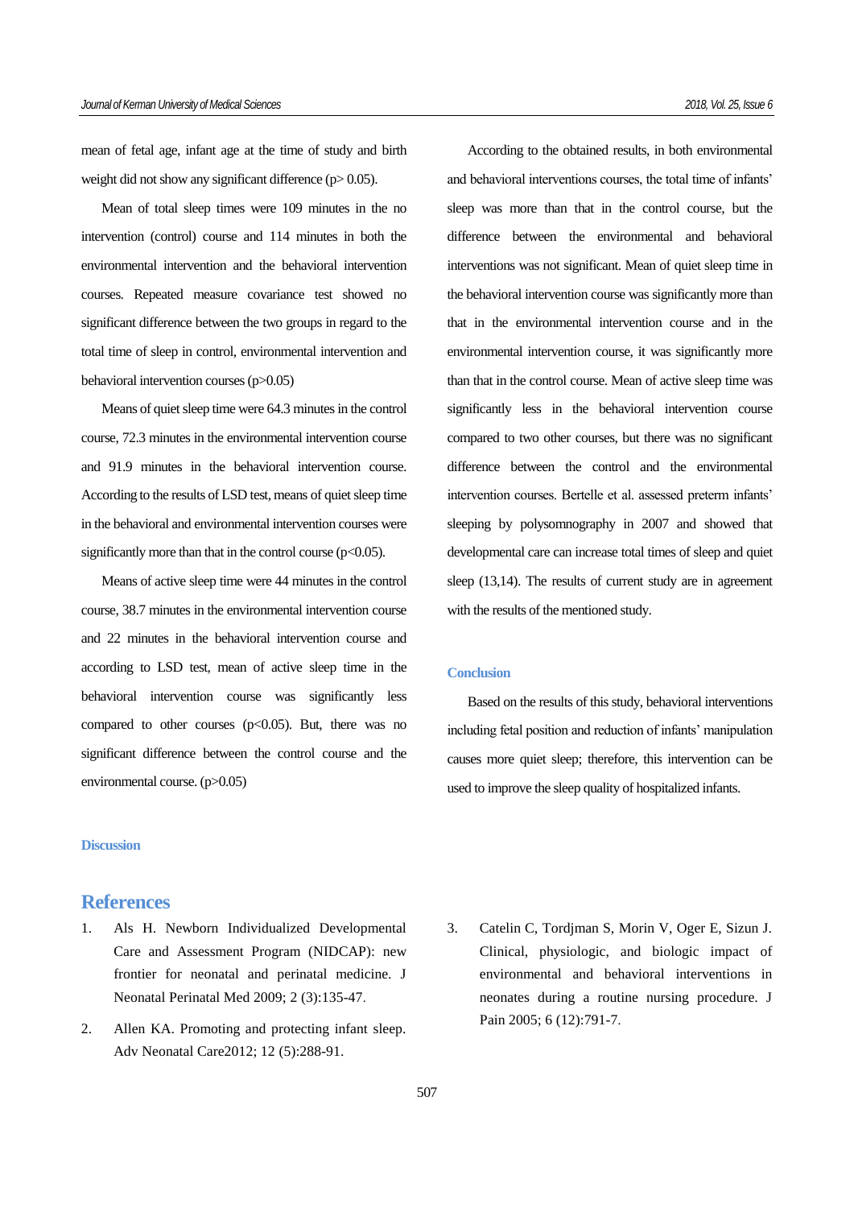mean of fetal age, infant age at the time of study and birth weight did not show any significant difference ($p > 0.05$).

Mean of total sleep times were 109 minutes in the no intervention (control) course and 114 minutes in both the environmental intervention and the behavioral intervention courses. Repeated measure covariance test showed no significant difference between the two groups in regard to the total time of sleep in control, environmental intervention and behavioral intervention courses ($p > 0.05$)

Means of quiet sleep time were 64.3 minutes in the control course, 72.3 minutes in the environmental intervention course and 91.9 minutes in the behavioral intervention course. According to the results of LSD test, means of quiet sleep time in the behavioral and environmental intervention courses were significantly more than that in the control course ($p < 0.05$).

Means of active sleep time were 44 minutes in the control course, 38.7 minutes in the environmental intervention course and 22 minutes in the behavioral intervention course and according to LSD test, mean of active sleep time in the behavioral intervention course was significantly less compared to other courses ($p < 0.05$). But, there was no significant difference between the control course and the environmental course. ($p > 0.05$)

## Discussion

According to the obtained results, in both environmental and behavioral interventions courses, the total time of infants' sleep was more than that in the control course, but the difference between the environmental and behavioral interventions was not significant. Mean of quiet sleep time in the behavioral intervention course was significantly more than that in the environmental intervention course and in the environmental intervention course, it was significantly more than that in the control course. Mean of active sleep time was significantly less in the behavioral intervention course compared to two other courses, but there was no significant difference between the control and the environmental intervention courses. Bertelle et al. assessed preterm infants' sleeping by polysomnography in 2007 and showed that developmental care can increase total times of sleep and quiet sleep (13,14). The results of current study are in agreement with the results of the mentioned study.

## Conclusion

Based on the results of this study, behavioral interventions including fetal position and reduction of infants' manipulation causes more quiet sleep; therefore, this intervention can be used to improve the sleep quality of hospitalized infants.

# References

1. Als H. Newborn Individualized Developmental Care and Assessment Program (NIDCAP): new frontier for neonatal and perinatal medicine. J Neonatal Perinatal Med 2009; 2 (3):135-47.
2. Allen KA. Promoting and protecting infant sleep. Adv Neonatal Care2012; 12 (5):288-91.
3. Catelin C, Tordjman S, Morin V, Oger E, Sizun J. Clinical, physiologic, and biologic impact of environmental and behavioral interventions in neonates during a routine nursing procedure. J Pain 2005; 6 (12):791-7.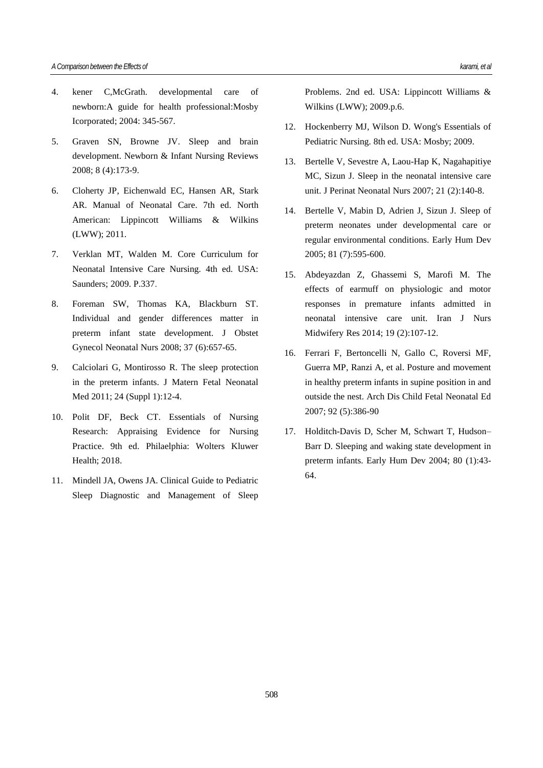4. kener C,McGrath. developmental care of newborn:A guide for health professional:Mosby Icorporated; 2004: 345-567.

5. Graven SN, Browne JV. Sleep and brain development. Newborn & Infant Nursing Reviews 2008; 8 (4):173-9.

6. Cloherty JP, Eichenwald EC, Hansen AR, Stark AR. Manual of Neonatal Care. 7th ed. North American: Lippincott Williams & Wilkins (LWW); 2011.

7. Verklan MT, Walden M. Core Curriculum for Neonatal Intensive Care Nursing. 4th ed. USA: Saunders; 2009. P.337.

8. Foreman SW, Thomas KA, Blackburn ST. Individual and gender differences matter in preterm infant state development. J Obstet Gynecol Neonatal Nurs 2008; 37 (6):657-65.

9. Calciolari G, Montirosso R. The sleep protection in the preterm infants. J Matern Fetal Neonatal Med 2011; 24 (Suppl 1):12-4.

10. Polit DF, Beck CT. Essentials of Nursing Research: Appraising Evidence for Nursing Practice. 9th ed. Philaelphia: Wolters Kluwer Health; 2018.

11. Mindell JA, Owens JA. Clinical Guide to Pediatric Sleep Diagnostic and Management of Sleep Problems. 2nd ed. USA: Lippincott Williams & Wilkins (LWW); 2009.p.6.

12. Hockenberry MJ, Wilson D. Wong's Essentials of Pediatric Nursing. 8th ed. USA: Mosby; 2009.

13. Bertelle V, Sevestre A, Laou-Hap K, Nagahapitiye MC, Sizun J. Sleep in the neonatal intensive care unit. J Perinat Neonatal Nurs 2007; 21 (2):140-8.

14. Bertelle V, Mabin D, Adrien J, Sizun J. Sleep of preterm neonates under developmental care or regular environmental conditions. Early Hum Dev 2005; 81 (7):595-600.

15. Abdeyazdan Z, Ghassemi S, Marofi M. The effects of earmuff on physiologic and motor responses in premature infants admitted in neonatal intensive care unit. Iran J Nurs Midwifery Res 2014; 19 (2):107-12.

16. Ferrari F, Bertoncelli N, Gallo C, Roversi MF, Guerra MP, Ranzi A, et al. Posture and movement in healthy preterm infants in supine position in and outside the nest. Arch Dis Child Fetal Neonatal Ed 2007; 92 (5):386-90

17. Holditch-Davis D, Scher M, Schwart T, Hudson–Barr D. Sleeping and waking state development in preterm infants. Early Hum Dev 2004; 80 (1):43-64.